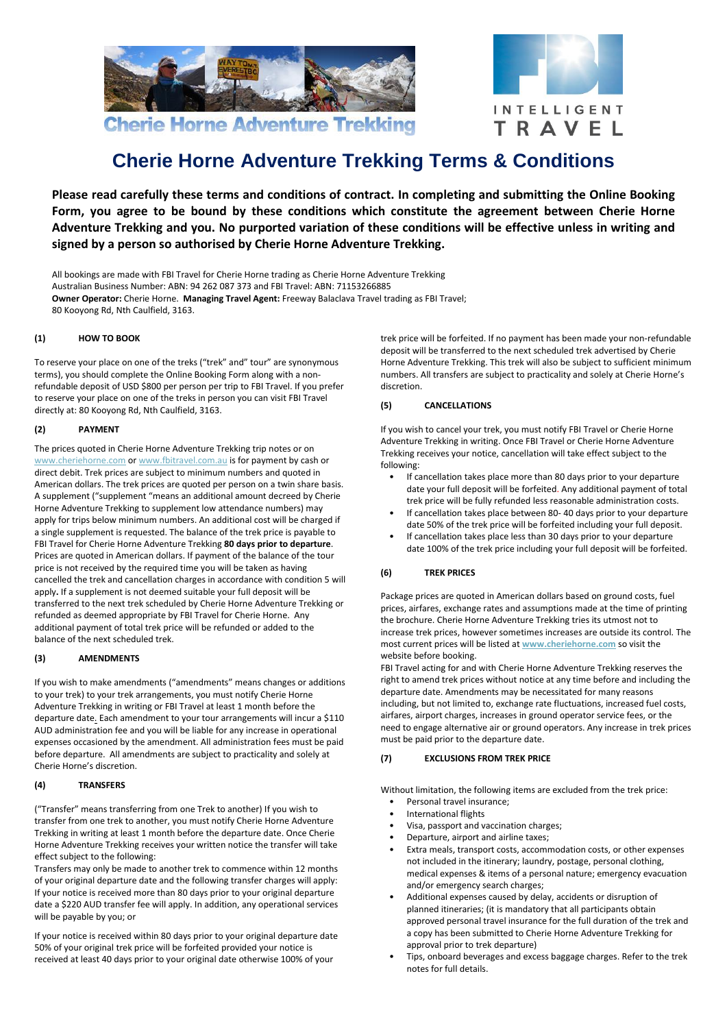Cherie Horne Adventure Trekking

INTELLIGENT TRAVEL

# Cherie Horne Adventure Trekking Terms & Conditions

**Please read carefully these terms and conditions of contract. In completing and submitting the Online Booking Form, you agree to be bound by these conditions which constitute the agreement between Cherie Horne Adventure Trekking and you. No purported variation of these conditions will be effective unless in writing and signed by a person so authorised by Cherie Horne Adventure Trekking.**

All bookings are made with FBI Travel for Cherie Horne trading as Cherie Horne Adventure Trekking
Australian Business Number: ABN: 94 262 087 373 and FBI Travel: ABN: 71153266885
**Owner Operator:** Cherie Horne. **Managing Travel Agent:** Freeway Balaclava Travel trading as FBI Travel;
80 Kooyong Rd, Nth Caulfield, 3163.

## (1) HOW TO BOOK

To reserve your place on one of the treks ("trek" and" tour" are synonymous terms), you should complete the Online Booking Form along with a non-refundable deposit of USD $800 per person per trip to FBI Travel. If you prefer to reserve your place on one of the treks in person you can visit FBI Travel directly at: 80 Kooyong Rd, Nth Caulfield, 3163.

## (2) PAYMENT

The prices quoted in Cherie Horne Adventure Trekking trip notes or on www.cheriehorne.com or www.fbitravel.com.au is for payment by cash or direct debit. Trek prices are subject to minimum numbers and quoted in American dollars. The trek prices are quoted per person on a twin share basis. A supplement ("supplement "means an additional amount decreed by Cherie Horne Adventure Trekking to supplement low attendance numbers) may apply for trips below minimum numbers. An additional cost will be charged if a single supplement is requested. The balance of the trek price is payable to FBI Travel for Cherie Horne Adventure Trekking **80 days prior to departure**. Prices are quoted in American dollars. If payment of the balance of the tour price is not received by the required time you will be taken as having cancelled the trek and cancellation charges in accordance with condition 5 will apply**.** If a supplement is not deemed suitable your full deposit will be transferred to the next trek scheduled by Cherie Horne Adventure Trekking or refunded as deemed appropriate by FBI Travel for Cherie Horne. Any additional payment of total trek price will be refunded or added to the balance of the next scheduled trek.

## (3) AMENDMENTS

If you wish to make amendments ("amendments" means changes or additions to your trek) to your trek arrangements, you must notify Cherie Horne Adventure Trekking in writing or FBI Travel at least 1 month before the departure date. Each amendment to your tour arrangements will incur a $110 AUD administration fee and you will be liable for any increase in operational expenses occasioned by the amendment. All administration fees must be paid before departure. All amendments are subject to practicality and solely at Cherie Horne's discretion.

## (4) TRANSFERS

("Transfer" means transferring from one Trek to another) If you wish to transfer from one trek to another, you must notify Cherie Horne Adventure Trekking in writing at least 1 month before the departure date. Once Cherie Horne Adventure Trekking receives your written notice the transfer will take effect subject to the following:

Transfers may only be made to another trek to commence within 12 months of your original departure date and the following transfer charges will apply:
If your notice is received more than 80 days prior to your original departure date a $220 AUD transfer fee will apply. In addition, any operational services will be payable by you; or

If your notice is received within 80 days prior to your original departure date 50% of your original trek price will be forfeited provided your notice is received at least 40 days prior to your original date otherwise 100% of your trek price will be forfeited. If no payment has been made your non-refundable deposit will be transferred to the next scheduled trek advertised by Cherie Horne Adventure Trekking. This trek will also be subject to sufficient minimum numbers. All transfers are subject to practicality and solely at Cherie Horne's discretion.

## (5) CANCELLATIONS

If you wish to cancel your trek, you must notify FBI Travel or Cherie Horne Adventure Trekking in writing. Once FBI Travel or Cherie Horne Adventure Trekking receives your notice, cancellation will take effect subject to the following:

- If cancellation takes place more than 80 days prior to your departure date your full deposit will be forfeited. Any additional payment of total trek price will be fully refunded less reasonable administration costs.
- If cancellation takes place between 80- 40 days prior to your departure date 50% of the trek price will be forfeited including your full deposit.
- If cancellation takes place less than 30 days prior to your departure date 100% of the trek price including your full deposit will be forfeited.

## (6) TREK PRICES

Package prices are quoted in American dollars based on ground costs, fuel prices, airfares, exchange rates and assumptions made at the time of printing the brochure. Cherie Horne Adventure Trekking tries its utmost not to increase trek prices, however sometimes increases are outside its control. The most current prices will be listed at **www.cheriehorne.com** so visit the website before booking.

FBI Travel acting for and with Cherie Horne Adventure Trekking reserves the right to amend trek prices without notice at any time before and including the departure date. Amendments may be necessitated for many reasons including, but not limited to, exchange rate fluctuations, increased fuel costs, airfares, airport charges, increases in ground operator service fees, or the need to engage alternative air or ground operators. Any increase in trek prices must be paid prior to the departure date.

## (7) EXCLUSIONS FROM TREK PRICE

Without limitation, the following items are excluded from the trek price:

- Personal travel insurance;
- International flights
- Visa, passport and vaccination charges;
- Departure, airport and airline taxes;
- Extra meals, transport costs, accommodation costs, or other expenses not included in the itinerary; laundry, postage, personal clothing, medical expenses & items of a personal nature; emergency evacuation and/or emergency search charges;
- Additional expenses caused by delay, accidents or disruption of planned itineraries; (it is mandatory that all participants obtain approved personal travel insurance for the full duration of the trek and a copy has been submitted to Cherie Horne Adventure Trekking for approval prior to trek departure)
- Tips, onboard beverages and excess baggage charges. Refer to the trek notes for full details.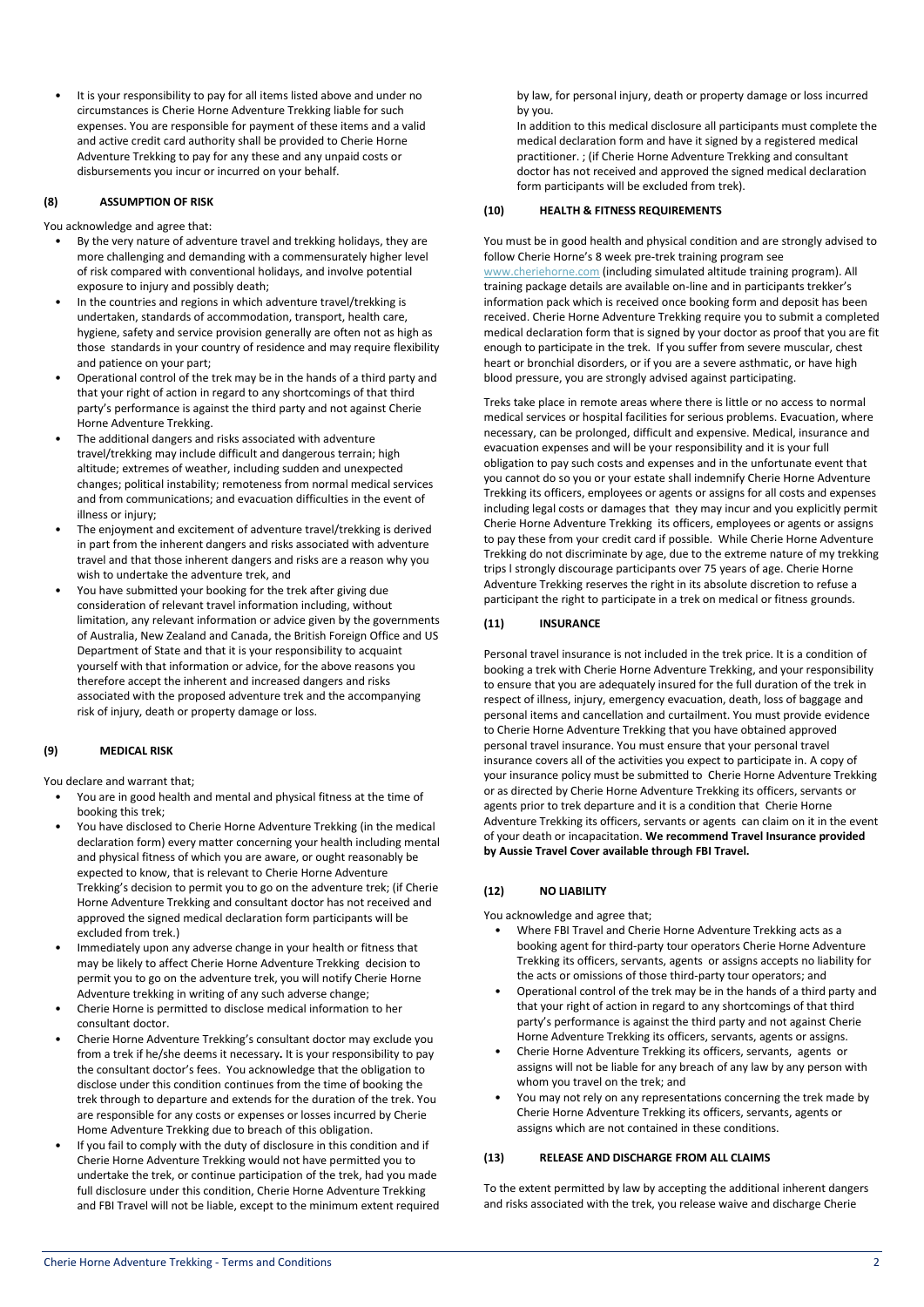- It is your responsibility to pay for all items listed above and under no circumstances is Cherie Horne Adventure Trekking liable for such expenses. You are responsible for payment of these items and a valid and active credit card authority shall be provided to Cherie Horne Adventure Trekking to pay for any these and any unpaid costs or disbursements you incur or incurred on your behalf.

### (8) ASSUMPTION OF RISK

You acknowledge and agree that:

- By the very nature of adventure travel and trekking holidays, they are more challenging and demanding with a commensurately higher level of risk compared with conventional holidays, and involve potential exposure to injury and possibly death;
- In the countries and regions in which adventure travel/trekking is undertaken, standards of accommodation, transport, health care, hygiene, safety and service provision generally are often not as high as those standards in your country of residence and may require flexibility and patience on your part;
- Operational control of the trek may be in the hands of a third party and that your right of action in regard to any shortcomings of that third party's performance is against the third party and not against Cherie Horne Adventure Trekking.
- The additional dangers and risks associated with adventure travel/trekking may include difficult and dangerous terrain; high altitude; extremes of weather, including sudden and unexpected changes; political instability; remoteness from normal medical services and from communications; and evacuation difficulties in the event of illness or injury;
- The enjoyment and excitement of adventure travel/trekking is derived in part from the inherent dangers and risks associated with adventure travel and that those inherent dangers and risks are a reason why you wish to undertake the adventure trek, and
- You have submitted your booking for the trek after giving due consideration of relevant travel information including, without limitation, any relevant information or advice given by the governments of Australia, New Zealand and Canada, the British Foreign Office and US Department of State and that it is your responsibility to acquaint yourself with that information or advice, for the above reasons you therefore accept the inherent and increased dangers and risks associated with the proposed adventure trek and the accompanying risk of injury, death or property damage or loss.

### (9) MEDICAL RISK

You declare and warrant that;

- You are in good health and mental and physical fitness at the time of booking this trek;
- You have disclosed to Cherie Horne Adventure Trekking (in the medical declaration form) every matter concerning your health including mental and physical fitness of which you are aware, or ought reasonably be expected to know, that is relevant to Cherie Horne Adventure Trekking's decision to permit you to go on the adventure trek; (if Cherie Horne Adventure Trekking and consultant doctor has not received and approved the signed medical declaration form participants will be excluded from trek.)
- Immediately upon any adverse change in your health or fitness that may be likely to affect Cherie Horne Adventure Trekking decision to permit you to go on the adventure trek, you will notify Cherie Horne Adventure trekking in writing of any such adverse change;
- Cherie Horne is permitted to disclose medical information to her consultant doctor.
- Cherie Horne Adventure Trekking's consultant doctor may exclude you from a trek if he/she deems it necessary**.** It is your responsibility to pay the consultant doctor's fees. You acknowledge that the obligation to disclose under this condition continues from the time of booking the trek through to departure and extends for the duration of the trek. You are responsible for any costs or expenses or losses incurred by Cherie Home Adventure Trekking due to breach of this obligation.
- If you fail to comply with the duty of disclosure in this condition and if Cherie Horne Adventure Trekking would not have permitted you to undertake the trek, or continue participation of the trek, had you made full disclosure under this condition, Cherie Horne Adventure Trekking and FBI Travel will not be liable, except to the minimum extent required by law, for personal injury, death or property damage or loss incurred by you.

  In addition to this medical disclosure all participants must complete the medical declaration form and have it signed by a registered medical practitioner. ; (if Cherie Horne Adventure Trekking and consultant doctor has not received and approved the signed medical declaration form participants will be excluded from trek).

### (10) HEALTH & FITNESS REQUIREMENTS

You must be in good health and physical condition and are strongly advised to follow Cherie Horne's 8 week pre-trek training program see www.cheriehorne.com (including simulated altitude training program). All training package details are available on-line and in participants trekker's information pack which is received once booking form and deposit has been received. Cherie Horne Adventure Trekking require you to submit a completed medical declaration form that is signed by your doctor as proof that you are fit enough to participate in the trek. If you suffer from severe muscular, chest heart or bronchial disorders, or if you are a severe asthmatic, or have high blood pressure, you are strongly advised against participating.

Treks take place in remote areas where there is little or no access to normal medical services or hospital facilities for serious problems. Evacuation, where necessary, can be prolonged, difficult and expensive. Medical, insurance and evacuation expenses and will be your responsibility and it is your full obligation to pay such costs and expenses and in the unfortunate event that you cannot do so you or your estate shall indemnify Cherie Horne Adventure Trekking its officers, employees or agents or assigns for all costs and expenses including legal costs or damages that they may incur and you explicitly permit Cherie Horne Adventure Trekking its officers, employees or agents or assigns to pay these from your credit card if possible. While Cherie Horne Adventure Trekking do not discriminate by age, due to the extreme nature of my trekking trips l strongly discourage participants over 75 years of age. Cherie Horne Adventure Trekking reserves the right in its absolute discretion to refuse a participant the right to participate in a trek on medical or fitness grounds.

### (11) INSURANCE

Personal travel insurance is not included in the trek price. It is a condition of booking a trek with Cherie Horne Adventure Trekking, and your responsibility to ensure that you are adequately insured for the full duration of the trek in respect of illness, injury, emergency evacuation, death, loss of baggage and personal items and cancellation and curtailment. You must provide evidence to Cherie Horne Adventure Trekking that you have obtained approved personal travel insurance. You must ensure that your personal travel insurance covers all of the activities you expect to participate in. A copy of your insurance policy must be submitted to Cherie Horne Adventure Trekking or as directed by Cherie Horne Adventure Trekking its officers, servants or agents prior to trek departure and it is a condition that Cherie Horne Adventure Trekking its officers, servants or agents can claim on it in the event of your death or incapacitation. **We recommend Travel Insurance provided by Aussie Travel Cover available through FBI Travel.**

### (12) NO LIABILITY

You acknowledge and agree that;

- Where FBI Travel and Cherie Horne Adventure Trekking acts as a booking agent for third-party tour operators Cherie Horne Adventure Trekking its officers, servants, agents or assigns accepts no liability for the acts or omissions of those third-party tour operators; and
- Operational control of the trek may be in the hands of a third party and that your right of action in regard to any shortcomings of that third party's performance is against the third party and not against Cherie Horne Adventure Trekking its officers, servants, agents or assigns.
- Cherie Horne Adventure Trekking its officers, servants, agents or assigns will not be liable for any breach of any law by any person with whom you travel on the trek; and
- You may not rely on any representations concerning the trek made by Cherie Horne Adventure Trekking its officers, servants, agents or assigns which are not contained in these conditions.

### (13) RELEASE AND DISCHARGE FROM ALL CLAIMS

To the extent permitted by law by accepting the additional inherent dangers and risks associated with the trek, you release waive and discharge Cherie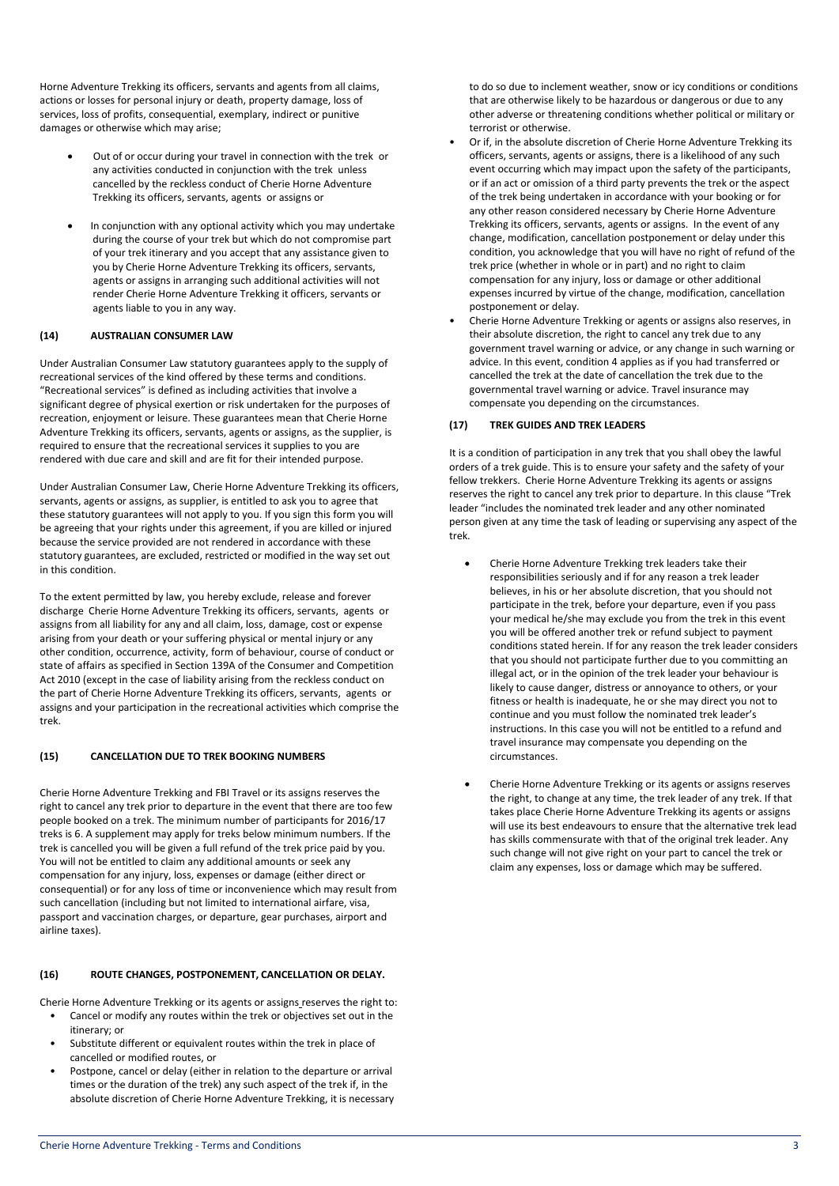Horne Adventure Trekking its officers, servants and agents from all claims, actions or losses for personal injury or death, property damage, loss of services, loss of profits, consequential, exemplary, indirect or punitive damages or otherwise which may arise;

- Out of or occur during your travel in connection with the trek or any activities conducted in conjunction with the trek unless cancelled by the reckless conduct of Cherie Horne Adventure Trekking its officers, servants, agents or assigns or
- In conjunction with any optional activity which you may undertake during the course of your trek but which do not compromise part of your trek itinerary and you accept that any assistance given to you by Cherie Horne Adventure Trekking its officers, servants, agents or assigns in arranging such additional activities will not render Cherie Horne Adventure Trekking it officers, servants or agents liable to you in any way.

### (14) AUSTRALIAN CONSUMER LAW

Under Australian Consumer Law statutory guarantees apply to the supply of recreational services of the kind offered by these terms and conditions. "Recreational services" is defined as including activities that involve a significant degree of physical exertion or risk undertaken for the purposes of recreation, enjoyment or leisure. These guarantees mean that Cherie Horne Adventure Trekking its officers, servants, agents or assigns, as the supplier, is required to ensure that the recreational services it supplies to you are rendered with due care and skill and are fit for their intended purpose.

Under Australian Consumer Law, Cherie Horne Adventure Trekking its officers, servants, agents or assigns, as supplier, is entitled to ask you to agree that these statutory guarantees will not apply to you. If you sign this form you will be agreeing that your rights under this agreement, if you are killed or injured because the service provided are not rendered in accordance with these statutory guarantees, are excluded, restricted or modified in the way set out in this condition.

To the extent permitted by law, you hereby exclude, release and forever discharge Cherie Horne Adventure Trekking its officers, servants, agents or assigns from all liability for any and all claim, loss, damage, cost or expense arising from your death or your suffering physical or mental injury or any other condition, occurrence, activity, form of behaviour, course of conduct or state of affairs as specified in Section 139A of the Consumer and Competition Act 2010 (except in the case of liability arising from the reckless conduct on the part of Cherie Horne Adventure Trekking its officers, servants, agents or assigns and your participation in the recreational activities which comprise the trek.

### (15) CANCELLATION DUE TO TREK BOOKING NUMBERS

Cherie Horne Adventure Trekking and FBI Travel or its assigns reserves the right to cancel any trek prior to departure in the event that there are too few people booked on a trek. The minimum number of participants for 2016/17 treks is 6. A supplement may apply for treks below minimum numbers. If the trek is cancelled you will be given a full refund of the trek price paid by you. You will not be entitled to claim any additional amounts or seek any compensation for any injury, loss, expenses or damage (either direct or consequential) or for any loss of time or inconvenience which may result from such cancellation (including but not limited to international airfare, visa, passport and vaccination charges, or departure, gear purchases, airport and airline taxes).

### (16) ROUTE CHANGES, POSTPONEMENT, CANCELLATION OR DELAY.

Cherie Horne Adventure Trekking or its agents or assigns reserves the right to:

- Cancel or modify any routes within the trek or objectives set out in the itinerary; or
- Substitute different or equivalent routes within the trek in place of cancelled or modified routes, or
- Postpone, cancel or delay (either in relation to the departure or arrival times or the duration of the trek) any such aspect of the trek if, in the absolute discretion of Cherie Horne Adventure Trekking, it is necessary to do so due to inclement weather, snow or icy conditions or conditions that are otherwise likely to be hazardous or dangerous or due to any other adverse or threatening conditions whether political or military or terrorist or otherwise.
- Or if, in the absolute discretion of Cherie Horne Adventure Trekking its officers, servants, agents or assigns, there is a likelihood of any such event occurring which may impact upon the safety of the participants, or if an act or omission of a third party prevents the trek or the aspect of the trek being undertaken in accordance with your booking or for any other reason considered necessary by Cherie Horne Adventure Trekking its officers, servants, agents or assigns. In the event of any change, modification, cancellation postponement or delay under this condition, you acknowledge that you will have no right of refund of the trek price (whether in whole or in part) and no right to claim compensation for any injury, loss or damage or other additional expenses incurred by virtue of the change, modification, cancellation postponement or delay.
- Cherie Horne Adventure Trekking or agents or assigns also reserves, in their absolute discretion, the right to cancel any trek due to any government travel warning or advice, or any change in such warning or advice. In this event, condition 4 applies as if you had transferred or cancelled the trek at the date of cancellation the trek due to the governmental travel warning or advice. Travel insurance may compensate you depending on the circumstances.

### (17) TREK GUIDES AND TREK LEADERS

It is a condition of participation in any trek that you shall obey the lawful orders of a trek guide. This is to ensure your safety and the safety of your fellow trekkers. Cherie Horne Adventure Trekking its agents or assigns reserves the right to cancel any trek prior to departure. In this clause "Trek leader "includes the nominated trek leader and any other nominated person given at any time the task of leading or supervising any aspect of the trek.

- Cherie Horne Adventure Trekking trek leaders take their responsibilities seriously and if for any reason a trek leader believes, in his or her absolute discretion, that you should not participate in the trek, before your departure, even if you pass your medical he/she may exclude you from the trek in this event you will be offered another trek or refund subject to payment conditions stated herein. If for any reason the trek leader considers that you should not participate further due to you committing an illegal act, or in the opinion of the trek leader your behaviour is likely to cause danger, distress or annoyance to others, or your fitness or health is inadequate, he or she may direct you not to continue and you must follow the nominated trek leader's instructions. In this case you will not be entitled to a refund and travel insurance may compensate you depending on the circumstances.
- Cherie Horne Adventure Trekking or its agents or assigns reserves the right, to change at any time, the trek leader of any trek. If that takes place Cherie Horne Adventure Trekking its agents or assigns will use its best endeavours to ensure that the alternative trek lead has skills commensurate with that of the original trek leader. Any such change will not give right on your part to cancel the trek or claim any expenses, loss or damage which may be suffered.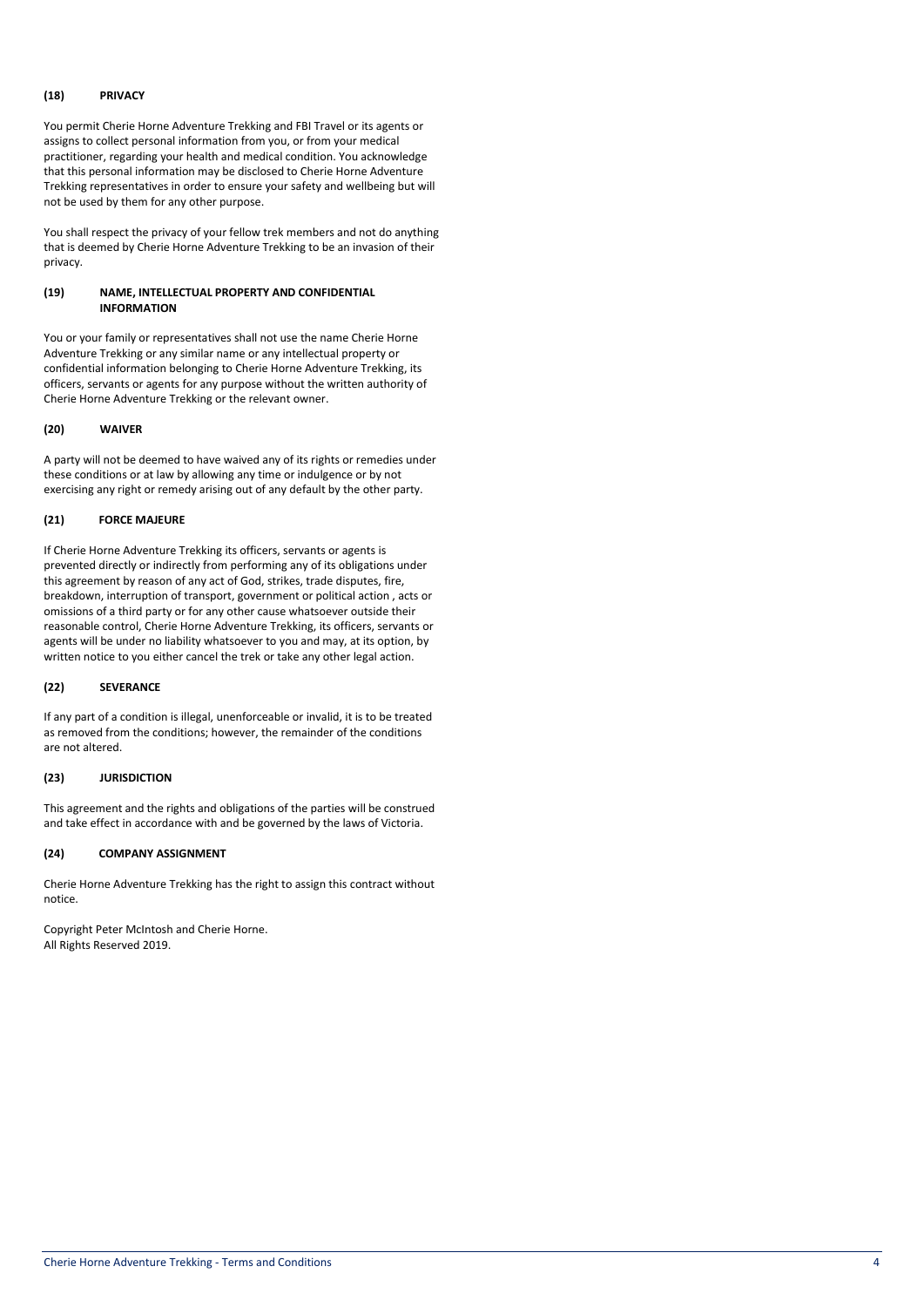### (18) PRIVACY

You permit Cherie Horne Adventure Trekking and FBI Travel or its agents or assigns to collect personal information from you, or from your medical practitioner, regarding your health and medical condition. You acknowledge that this personal information may be disclosed to Cherie Horne Adventure Trekking representatives in order to ensure your safety and wellbeing but will not be used by them for any other purpose.

You shall respect the privacy of your fellow trek members and not do anything that is deemed by Cherie Horne Adventure Trekking to be an invasion of their privacy.

### (19) NAME, INTELLECTUAL PROPERTY AND CONFIDENTIAL INFORMATION

You or your family or representatives shall not use the name Cherie Horne Adventure Trekking or any similar name or any intellectual property or confidential information belonging to Cherie Horne Adventure Trekking, its officers, servants or agents for any purpose without the written authority of Cherie Horne Adventure Trekking or the relevant owner.

### (20) WAIVER

A party will not be deemed to have waived any of its rights or remedies under these conditions or at law by allowing any time or indulgence or by not exercising any right or remedy arising out of any default by the other party.

### (21) FORCE MAJEURE

If Cherie Horne Adventure Trekking its officers, servants or agents is prevented directly or indirectly from performing any of its obligations under this agreement by reason of any act of God, strikes, trade disputes, fire, breakdown, interruption of transport, government or political action , acts or omissions of a third party or for any other cause whatsoever outside their reasonable control, Cherie Horne Adventure Trekking, its officers, servants or agents will be under no liability whatsoever to you and may, at its option, by written notice to you either cancel the trek or take any other legal action.

### (22) SEVERANCE

If any part of a condition is illegal, unenforceable or invalid, it is to be treated as removed from the conditions; however, the remainder of the conditions are not altered.

### (23) JURISDICTION

This agreement and the rights and obligations of the parties will be construed and take effect in accordance with and be governed by the laws of Victoria.

### (24) COMPANY ASSIGNMENT

Cherie Horne Adventure Trekking has the right to assign this contract without notice.

Copyright Peter McIntosh and Cherie Horne.
All Rights Reserved 2019.